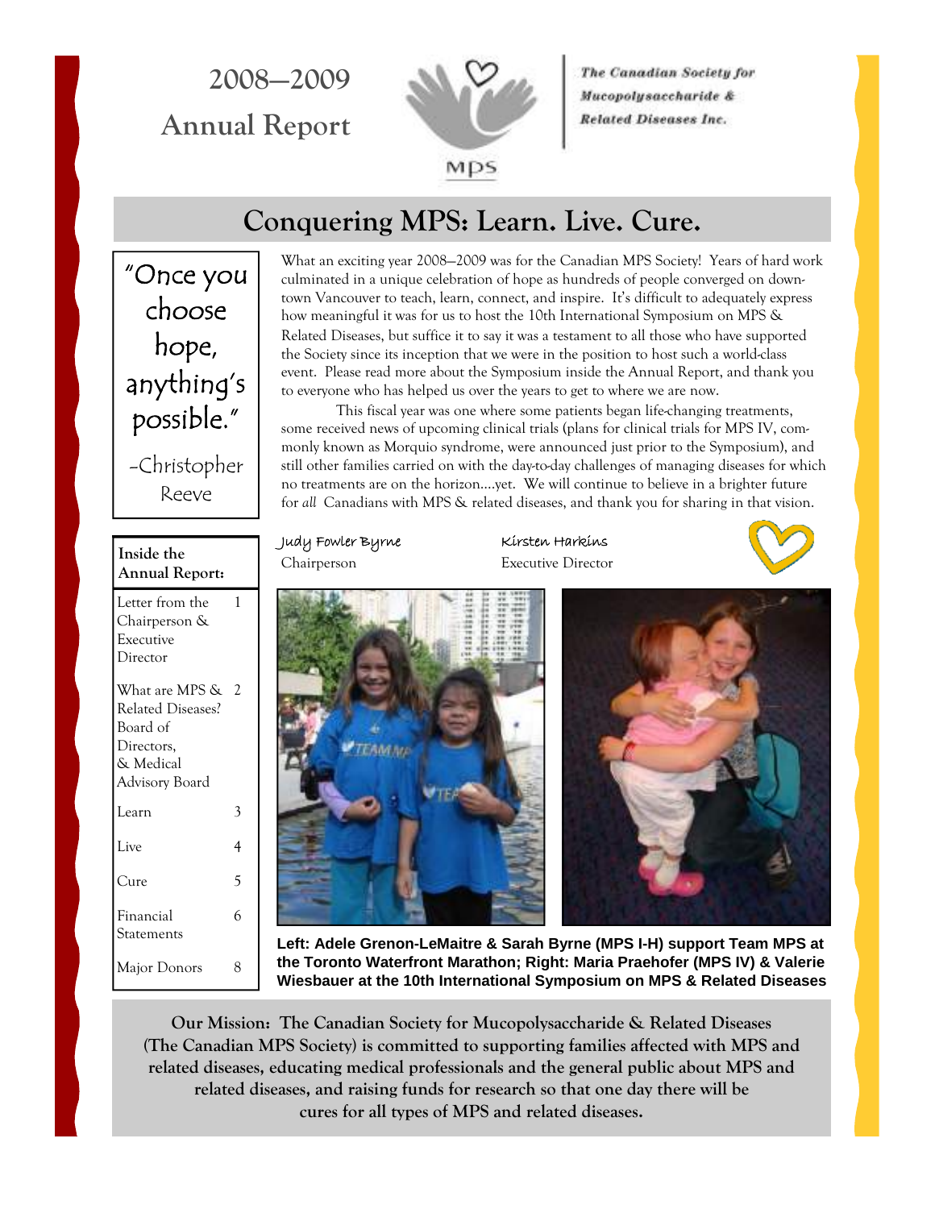# 2008—2009 Annual Report

**The Canadian Society for Mucopolysaccharide & Related Diseases Inc.**

## Conquering MPS: Learn. Live. Cure.

"Once you choose hope, anything's possible."

-Christopher Reeve

What an exciting year 2008—2009 was for the Canadian MPS Society! Years of hard work culminated in a unique celebration of hope as hundreds of people converged on downtown Vancouver to teach, learn, connect, and inspire. It's difficult to adequately express how meaningful it was for us to host the 10th International Symposium on MPS & Related Diseases, but suffice it to say it was a testament to all those who have supported the Society since its inception that we were in the position to host such a world-class event. Please read more about the Symposium inside the Annual Report, and thank you to everyone who has helped us over the years to get to where we are now.

This fiscal year was one where some patients began life-changing treatments, some received news of upcoming clinical trials (plans for clinical trials for MPS IV, commonly known as Morquio syndrome, were announced just prior to the Symposium), and still other families carried on with the day-to-day challenges of managing diseases for which no treatments are on the horizon….yet. We will continue to believe in a brighter future for *all* Canadians with MPS & related diseases, and thank you for sharing in that vision.

Judy Fowler Byrne
Chairperson

Kirsten Harkins
Executive Director

**Inside the Annual Report:**

| Section | Page |
|---|---|
| Letter from the Chairperson & Executive Director | 1 |
| What are MPS & Related Diseases? Board of Directors, & Medical Advisory Board | 2 |
| Learn | 3 |
| Live | 4 |
| Cure | 5 |
| Financial Statements | 6 |
| Major Donors | 8 |

**Left: Adele Grenon-LeMaitre & Sarah Byrne (MPS I-H) support Team MPS at the Toronto Waterfront Marathon; Right: Maria Praehofer (MPS IV) & Valerie Wiesbauer at the 10th International Symposium on MPS & Related Diseases**

**Our Mission: The Canadian Society for Mucopolysaccharide & Related Diseases (The Canadian MPS Society) is committed to supporting families affected with MPS and related diseases, educating medical professionals and the general public about MPS and related diseases, and raising funds for research so that one day there will be cures for all types of MPS and related diseases.**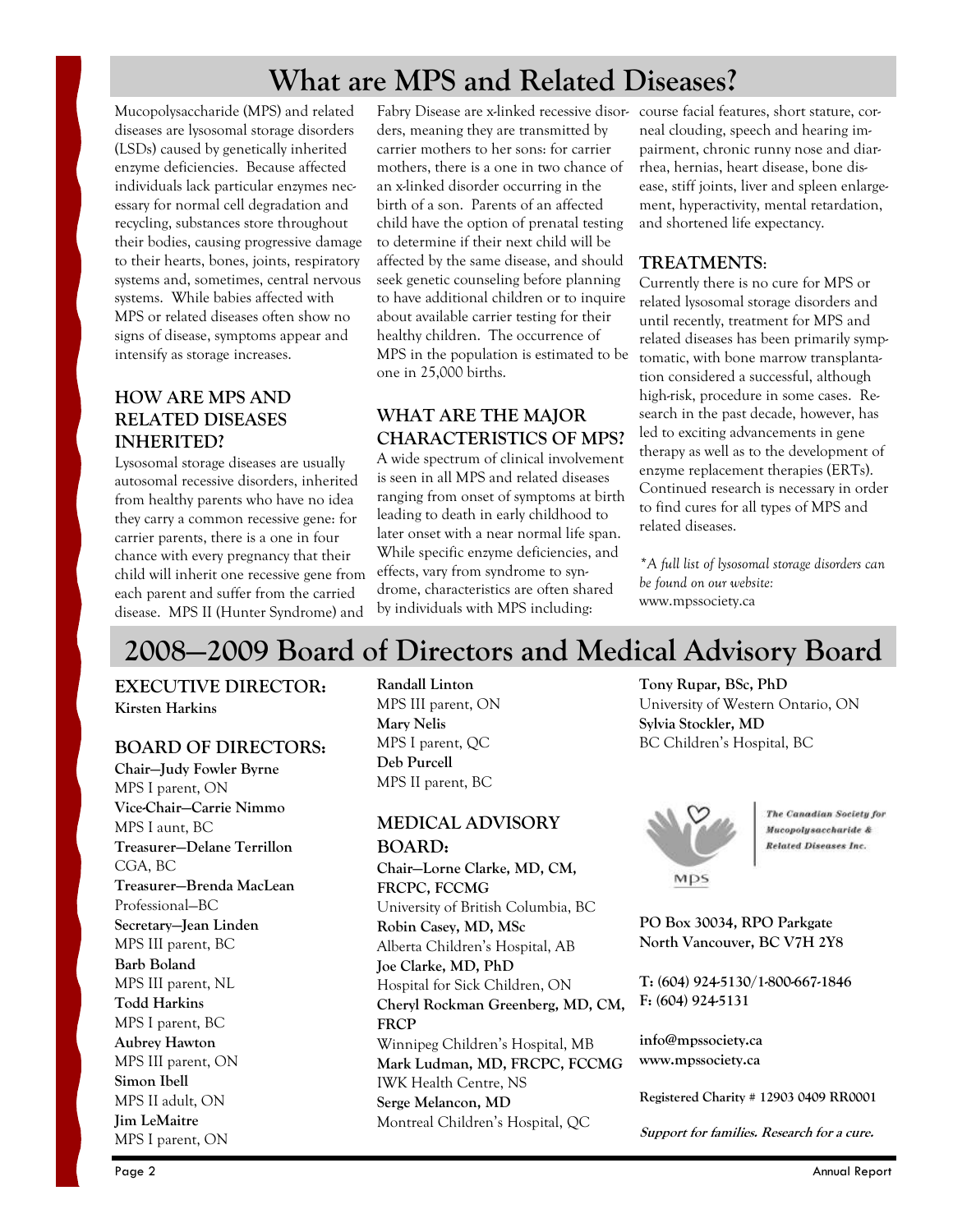# What are MPS and Related Diseases?

Mucopolysaccharide (MPS) and related diseases are lysosomal storage disorders (LSDs) caused by genetically inherited enzyme deficiencies. Because affected individuals lack particular enzymes necessary for normal cell degradation and recycling, substances store throughout their bodies, causing progressive damage to their hearts, bones, joints, respiratory systems and, sometimes, central nervous systems. While babies affected with MPS or related diseases often show no signs of disease, symptoms appear and intensify as storage increases.

## HOW ARE MPS AND RELATED DISEASES INHERITED?

Lysosomal storage diseases are usually autosomal recessive disorders, inherited from healthy parents who have no idea they carry a common recessive gene: for carrier parents, there is a one in four chance with every pregnancy that their child will inherit one recessive gene from each parent and suffer from the carried disease. MPS II (Hunter Syndrome) and Fabry Disease are x-linked recessive disorders, meaning they are transmitted by carrier mothers to her sons: for carrier mothers, there is a one in two chance of an x-linked disorder occurring in the birth of a son. Parents of an affected child have the option of prenatal testing to determine if their next child will be affected by the same disease, and should seek genetic counseling before planning to have additional children or to inquire about available carrier testing for their healthy children. The occurrence of MPS in the population is estimated to be one in 25,000 births.

## WHAT ARE THE MAJOR CHARACTERISTICS OF MPS?

A wide spectrum of clinical involvement is seen in all MPS and related diseases ranging from onset of symptoms at birth leading to death in early childhood to later onset with a near normal life span. While specific enzyme deficiencies, and effects, vary from syndrome to syndrome, characteristics are often shared by individuals with MPS including: course facial features, short stature, corneal clouding, speech and hearing impairment, chronic runny nose and diarrhea, hernias, heart disease, bone disease, stiff joints, liver and spleen enlargement, hyperactivity, mental retardation, and shortened life expectancy.

## TREATMENTS:

Currently there is no cure for MPS or related lysosomal storage disorders and until recently, treatment for MPS and related diseases has been primarily symptomatic, with bone marrow transplantation considered a successful, although high-risk, procedure in some cases. Research in the past decade, however, has led to exciting advancements in gene therapy as well as to the development of enzyme replacement therapies (ERTs). Continued research is necessary in order to find cures for all types of MPS and related diseases.

*\*A full list of lysosomal storage disorders can be found on our website:* www.mpssociety.ca

# 2008—2009 Board of Directors and Medical Advisory Board

## EXECUTIVE DIRECTOR:

**Kirsten Harkins**

## BOARD OF DIRECTORS:

**Chair—Judy Fowler Byrne**
MPS I parent, ON
**Vice-Chair—Carrie Nimmo**
MPS I aunt, BC
**Treasurer—Delane Terrillon**
CGA, BC
**Treasurer—Brenda MacLean**
Professional—BC
**Secretary—Jean Linden**
MPS III parent, BC
**Barb Boland**
MPS III parent, NL
**Todd Harkins**
MPS I parent, BC
**Aubrey Hawton**
MPS III parent, ON
**Simon Ibell**
MPS II adult, ON
**Jim LeMaitre**
MPS I parent, ON
**Randall Linton**
MPS III parent, ON
**Mary Nelis**
MPS I parent, QC
**Deb Purcell**
MPS II parent, BC

## MEDICAL ADVISORY BOARD:

**Chair—Lorne Clarke, MD, CM, FRCPC, FCCMG**
University of British Columbia, BC
**Robin Casey, MD, MSc**
Alberta Children's Hospital, AB
**Joe Clarke, MD, PhD**
Hospital for Sick Children, ON
**Cheryl Rockman Greenberg, MD, CM, FRCP**
Winnipeg Children's Hospital, MB
**Mark Ludman, MD, FRCPC, FCCMG**
IWK Health Centre, NS
**Serge Melancon, MD**
Montreal Children's Hospital, QC
**Tony Rupar, BSc, PhD**
University of Western Ontario, ON
**Sylvia Stockler, MD**
BC Children's Hospital, BC

*The Canadian Society for Mucopolysaccharide & Related Diseases Inc.*

**PO Box 30034, RPO Parkgate**
**North Vancouver, BC V7H 2Y8**

**T: (604) 924-5130/1-800-667-1846**
**F: (604) 924-5131**

**info@mpssociety.ca**
**www.mpssociety.ca**

**Registered Charity # 12903 0409 RR0001**

***Support for families. Research for a cure.***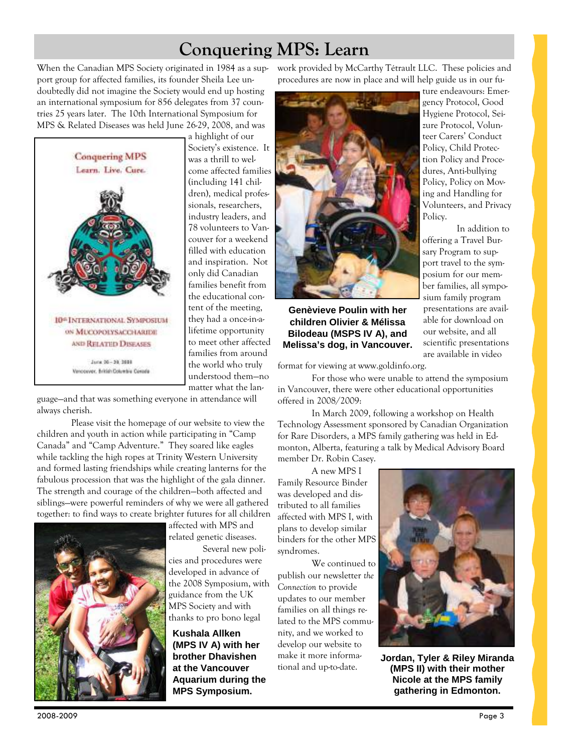# Conquering MPS: Learn

When the Canadian MPS Society originated in 1984 as a support group for affected families, its founder Sheila Lee undoubtedly did not imagine the Society would end up hosting an international symposium for 856 delegates from 37 countries 25 years later. The 10th International Symposium for MPS & Related Diseases was held June 26-29, 2008, and was a highlight of our Society's existence. It was a thrill to welcome affected families (including 141 children), medical professionals, researchers, industry leaders, and 78 volunteers to Vancouver for a weekend filled with education and inspiration. Not only did Canadian families benefit from the educational content of the meeting, they had a once-in-a-lifetime opportunity to meet other affected families from around the world who truly understood them—no matter what the language—and that was something everyone in attendance will always cherish.

Conquering MPS
Learn. Live. Cure.

10th International Symposium on Mucopolysaccharide and Related Diseases

June 26 - 29, 2008
Vancouver, British Columbia Canada

Please visit the homepage of our website to view the children and youth in action while participating in "Camp Canada" and "Camp Adventure." They soared like eagles while tackling the high ropes at Trinity Western University and formed lasting friendships while creating lanterns for the fabulous procession that was the highlight of the gala dinner. The strength and courage of the children—both affected and siblings—were powerful reminders of why we were all gathered together: to find ways to create brighter futures for all children affected with MPS and related genetic diseases.

Several new policies and procedures were developed in advance of the 2008 Symposium, with guidance from the UK MPS Society and with thanks to pro bono legal work provided by McCarthy Tétrault LLC. These policies and procedures are now in place and will help guide us in our future endeavours: Emergency Protocol, Good Hygiene Protocol, Seizure Protocol, Volunteer Carers' Conduct Policy, Child Protection Policy and Procedures, Anti-bullying Policy, Policy on Moving and Handling for Volunteers, and Privacy Policy.

**Kushala Allken (MPS IV A) with her brother Dhavishen at the Vancouver Aquarium during the MPS Symposium.**

**Genèvieve Poulin with her children Olivier & Mélissa Bilodeau (MSPS IV A), and Melissa's dog, in Vancouver.**

In addition to offering a Travel Bursary Program to support travel to the symposium for our member families, all symposium family program presentations are available for download on our website, and all scientific presentations are available in video format for viewing at www.goldinfo.org.

For those who were unable to attend the symposium in Vancouver, there were other educational opportunities offered in 2008/2009:

In March 2009, following a workshop on Health Technology Assessment sponsored by Canadian Organization for Rare Disorders, a MPS family gathering was held in Edmonton, Alberta, featuring a talk by Medical Advisory Board member Dr. Robin Casey.

A new MPS I Family Resource Binder was developed and distributed to all families affected with MPS I, with plans to develop similar binders for the other MPS syndromes.

We continued to publish our newsletter *the Connection* to provide updates to our member families on all things related to the MPS community, and we worked to develop our website to make it more informational and up-to-date.

**Jordan, Tyler & Riley Miranda (MPS II) with their mother Nicole at the MPS family gathering in Edmonton.**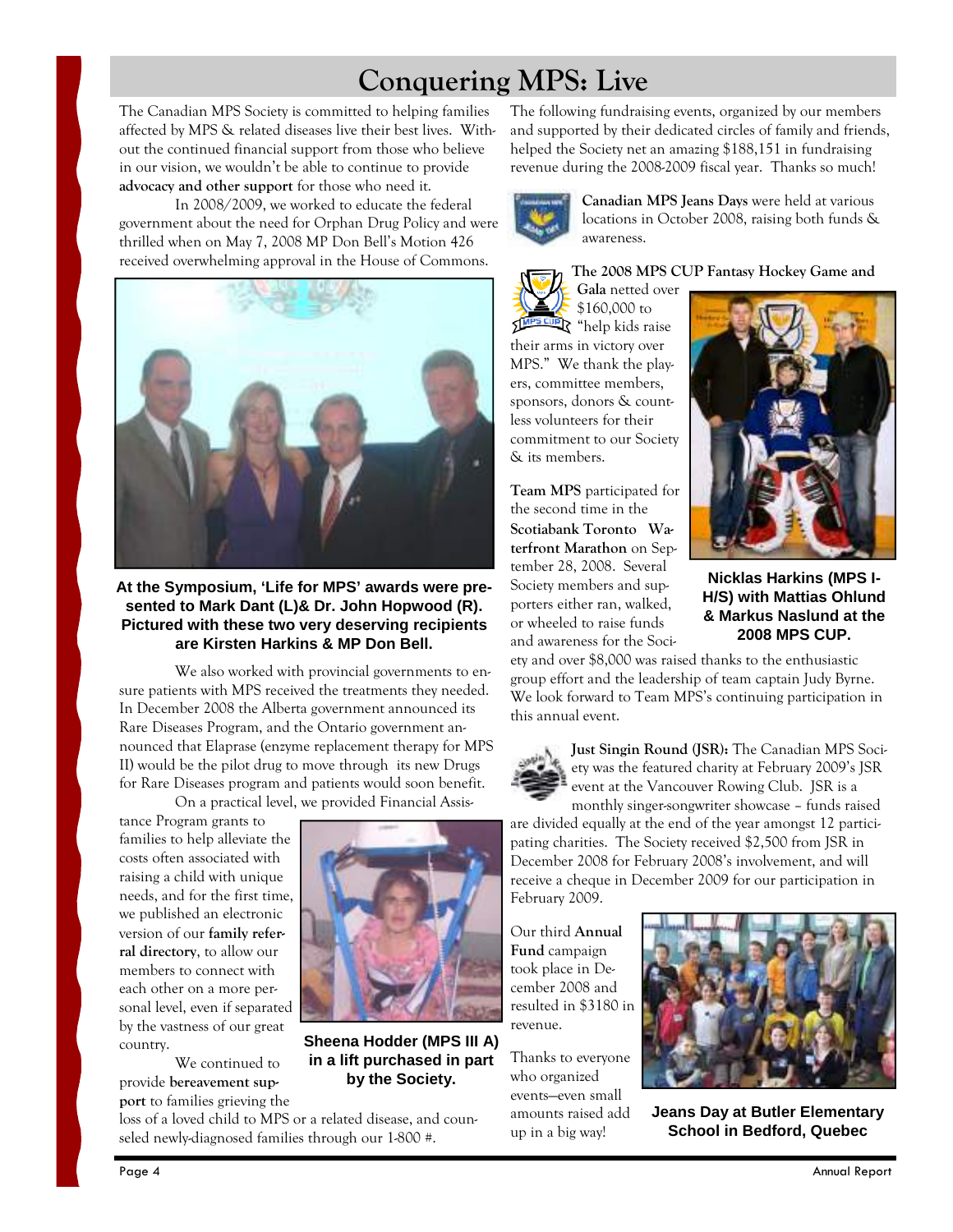# Conquering MPS: Live

The Canadian MPS Society is committed to helping families affected by MPS & related diseases live their best lives. Without the continued financial support from those who believe in our vision, we wouldn't be able to continue to provide **advocacy and other support** for those who need it.

In 2008/2009, we worked to educate the federal government about the need for Orphan Drug Policy and were thrilled when on May 7, 2008 MP Don Bell's Motion 426 received overwhelming approval in the House of Commons.

**At the Symposium, 'Life for MPS' awards were presented to Mark Dant (L)& Dr. John Hopwood (R). Pictured with these two very deserving recipients are Kirsten Harkins & MP Don Bell.**

We also worked with provincial governments to ensure patients with MPS received the treatments they needed. In December 2008 the Alberta government announced its Rare Diseases Program, and the Ontario government announced that Elaprase (enzyme replacement therapy for MPS II) would be the pilot drug to move through its new Drugs for Rare Diseases program and patients would soon benefit.

On a practical level, we provided Financial Assistance Program grants to families to help alleviate the costs often associated with raising a child with unique needs, and for the first time, we published an electronic version of our **family referral directory**, to allow our members to connect with each other on a more personal level, even if separated by the vastness of our great country.

**Sheena Hodder (MPS III A) in a lift purchased in part by the Society.**

We continued to provide **bereavement support** to families grieving the loss of a loved child to MPS or a related disease, and counseled newly-diagnosed families through our 1-800 #.

The following fundraising events, organized by our members and supported by their dedicated circles of family and friends, helped the Society net an amazing $188,151 in fundraising revenue during the 2008-2009 fiscal year. Thanks so much!

**Canadian MPS Jeans Days** were held at various locations in October 2008, raising both funds & awareness.

**The 2008 MPS CUP Fantasy Hockey Game and Gala** netted over $160,000 to "help kids raise their arms in victory over MPS." We thank the players, committee members, sponsors, donors & countless volunteers for their commitment to our Society & its members.

**Nicklas Harkins (MPS I-H/S) with Mattias Ohlund & Markus Naslund at the 2008 MPS CUP.**

**Team MPS** participated for the second time in the **Scotiabank Toronto Waterfront Marathon** on September 28, 2008. Several Society members and supporters either ran, walked, or wheeled to raise funds and awareness for the Society and over $8,000 was raised thanks to the enthusiastic group effort and the leadership of team captain Judy Byrne. We look forward to Team MPS's continuing participation in this annual event.

**Just Singin Round (JSR):** The Canadian MPS Society was the featured charity at February 2009's JSR event at the Vancouver Rowing Club. JSR is a monthly singer-songwriter showcase – funds raised are divided equally at the end of the year amongst 12 participating charities. The Society received $2,500 from JSR in December 2008 for February 2008's involvement, and will receive a cheque in December 2009 for our participation in February 2009.

Our third **Annual Fund** campaign took place in December 2008 and resulted in $3180 in revenue.

Thanks to everyone who organized events—even small amounts raised add up in a big way!

**Jeans Day at Butler Elementary School in Bedford, Quebec**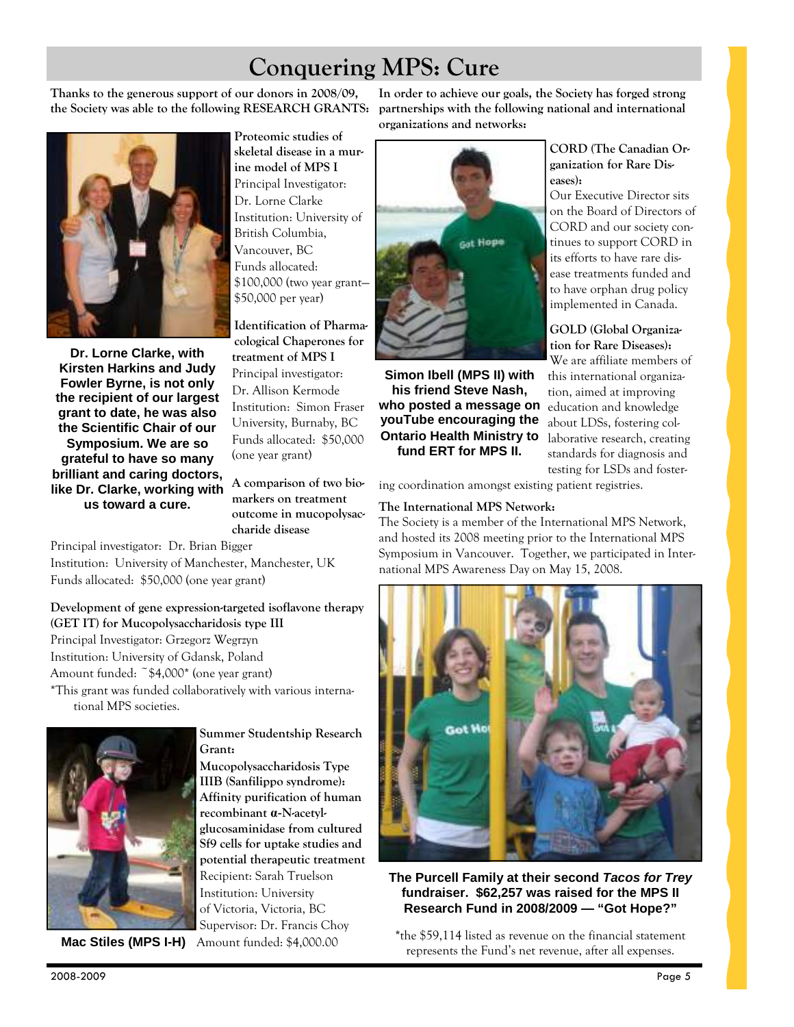# Conquering MPS: Cure

**Thanks to the generous support of our donors in 2008/09, the Society was able to the following RESEARCH GRANTS:**

**Dr. Lorne Clarke, with Kirsten Harkins and Judy Fowler Byrne, is not only the recipient of our largest grant to date, he was also the Scientific Chair of our Symposium. We are so grateful to have so many brilliant and caring doctors, like Dr. Clarke, working with us toward a cure.**

**Proteomic studies of skeletal disease in a murine model of MPS I**
Principal Investigator: Dr. Lorne Clarke
Institution: University of British Columbia, Vancouver, BC
Funds allocated: $100,000 (two year grant—$50,000 per year)

**Identification of Pharmacological Chaperones for treatment of MPS I**
Principal investigator: Dr. Allison Kermode
Institution: Simon Fraser University, Burnaby, BC
Funds allocated: $50,000 (one year grant)

**A comparison of two biomarkers on treatment outcome in mucopolysaccharide disease**
Principal investigator: Dr. Brian Bigger
Institution: University of Manchester, Manchester, UK
Funds allocated: $50,000 (one year grant)

**Development of gene expression-targeted isoflavone therapy (GET IT) for Mucopolysaccharidosis type III**
Principal Investigator: Grzegorz Wegrzyn
Institution: University of Gdansk, Poland
Amount funded: ~$4,000* (one year grant)
*This grant was funded collaboratively with various international MPS societies.

**Summer Studentship Research Grant:**
**Mucopolysaccharidosis Type IIIB (Sanfilippo syndrome): Affinity purification of human recombinant α-N-acetylglucosaminidase from cultured Sf9 cells for uptake studies and potential therapeutic treatment**
Recipient: Sarah Truelson
Institution: University of Victoria, Victoria, BC
Supervisor: Dr. Francis Choy
Amount funded: $4,000.00

**Mac Stiles (MPS I-H)**

**In order to achieve our goals, the Society has forged strong partnerships with the following national and international organizations and networks:**

**Simon Ibell (MPS II) with his friend Steve Nash, who posted a message on youTube encouraging the Ontario Health Ministry to fund ERT for MPS II.**

**CORD (The Canadian Organization for Rare Diseases):**
Our Executive Director sits on the Board of Directors of CORD and our society continues to support CORD in its efforts to have rare disease treatments funded and to have orphan drug policy implemented in Canada.

**GOLD (Global Organization for Rare Diseases):**
We are affiliate members of this international organization, aimed at improving education and knowledge about LDSs, fostering collaborative research, creating standards for diagnosis and testing for LSDs and fostering coordination amongst existing patient registries.

**The International MPS Network:**
The Society is a member of the International MPS Network, and hosted its 2008 meeting prior to the International MPS Symposium in Vancouver. Together, we participated in International MPS Awareness Day on May 15, 2008.

**The Purcell Family at their second *Tacos for Trey* fundraiser. $62,257 was raised for the MPS II Research Fund in 2008/2009 — "Got Hope?"**

*the $59,114 listed as revenue on the financial statement represents the Fund's net revenue, after all expenses.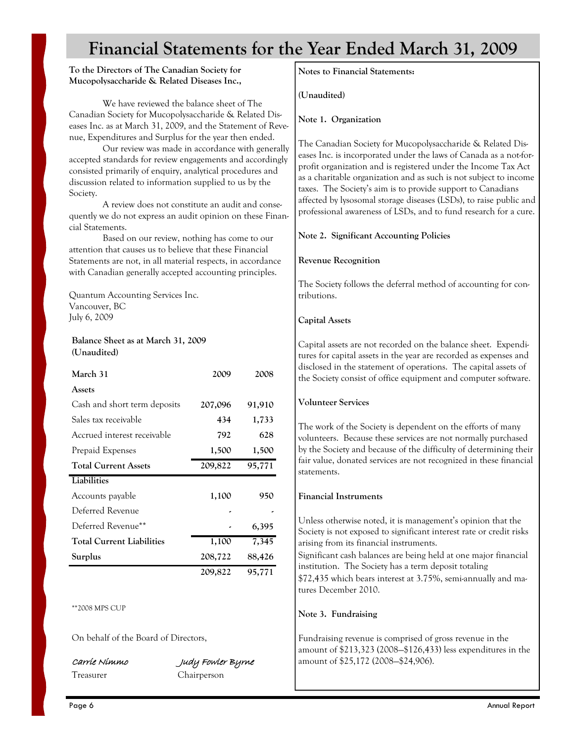# Financial Statements for the Year Ended March 31, 2009

**To the Directors of The Canadian Society for Mucopolysaccharide & Related Diseases Inc.,**

We have reviewed the balance sheet of The Canadian Society for Mucopolysaccharide & Related Diseases Inc. as at March 31, 2009, and the Statement of Revenue, Expenditures and Surplus for the year then ended.

Our review was made in accordance with generally accepted standards for review engagements and accordingly consisted primarily of enquiry, analytical procedures and discussion related to information supplied to us by the Society.

A review does not constitute an audit and consequently we do not express an audit opinion on these Financial Statements.

Based on our review, nothing has come to our attention that causes us to believe that these Financial Statements are not, in all material respects, in accordance with Canadian generally accepted accounting principles.

Quantum Accounting Services Inc.
Vancouver, BC
July 6, 2009

**Balance Sheet as at March 31, 2009**
**(Unaudited)**

| March 31 | 2009 | 2008 |
|---|---|---|
| **Assets** | | |
| Cash and short term deposits | **207,096** | **91,910** |
| Sales tax receivable | **434** | **1,733** |
| Accrued interest receivable | **792** | **628** |
| Prepaid Expenses | **1,500** | **1,500** |
| **Total Current Assets** | **209,822** | **95,771** |
| **Liabilities** | | |
| Accounts payable | **1,100** | **950** |
| Deferred Revenue | - | - |
| Deferred Revenue** | - | **6,395** |
| **Total Current Liabilities** | **1,100** | **7,345** |
| **Surplus** | **208,722** | **88,426** |
| | **209,822** | **95,771** |

**2008 MPS CUP

On behalf of the Board of Directors,

*Carrie Nimmo* — Treasurer

*Judy Fowler Byrne* — Chairperson

**Notes to Financial Statements:**

**(Unaudited)**

**Note 1. Organization**

The Canadian Society for Mucopolysaccharide & Related Diseases Inc. is incorporated under the laws of Canada as a not-for-profit organization and is registered under the Income Tax Act as a charitable organization and as such is not subject to income taxes. The Society's aim is to provide support to Canadians affected by lysosomal storage diseases (LSDs), to raise public and professional awareness of LSDs, and to fund research for a cure.

**Note 2. Significant Accounting Policies**

**Revenue Recognition**

The Society follows the deferral method of accounting for contributions.

**Capital Assets**

Capital assets are not recorded on the balance sheet. Expenditures for capital assets in the year are recorded as expenses and disclosed in the statement of operations. The capital assets of the Society consist of office equipment and computer software.

**Volunteer Services**

The work of the Society is dependent on the efforts of many volunteers. Because these services are not normally purchased by the Society and because of the difficulty of determining their fair value, donated services are not recognized in these financial statements.

**Financial Instruments**

Unless otherwise noted, it is management's opinion that the Society is not exposed to significant interest rate or credit risks arising from its financial instruments.

Significant cash balances are being held at one major financial institution. The Society has a term deposit totaling $72,435 which bears interest at 3.75%, semi-annually and matures December 2010.

**Note 3. Fundraising**

Fundraising revenue is comprised of gross revenue in the amount of $213,323 (2008—$126,433) less expenditures in the amount of $25,172 (2008—$24,906).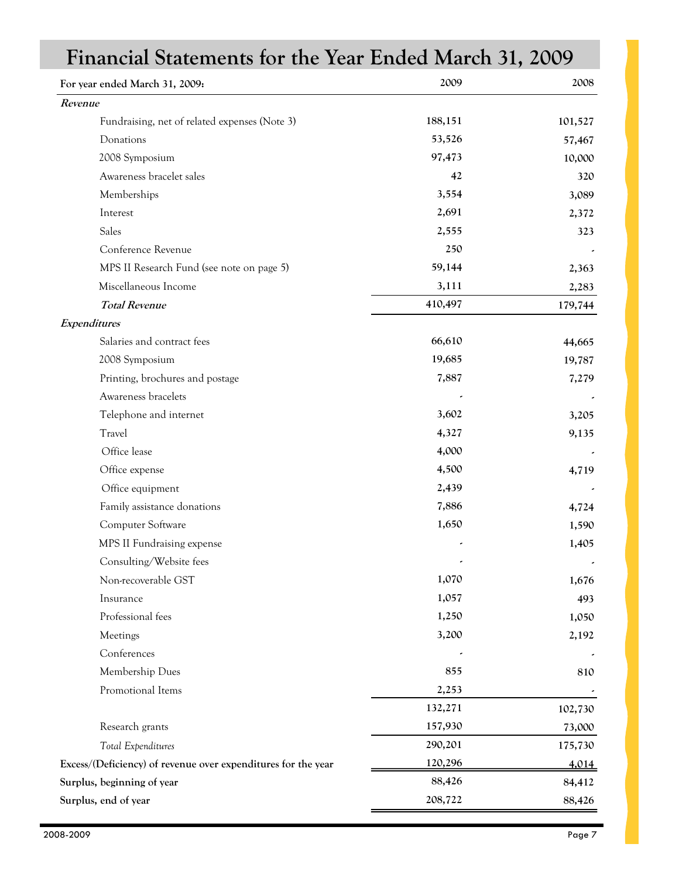# Financial Statements for the Year Ended March 31, 2009

| For year ended March 31, 2009: | 2009 | 2008 |
|---|---|---|
| ***Revenue*** | | |
| Fundraising, net of related expenses (Note 3) | 188,151 | 101,527 |
| Donations | 53,526 | 57,467 |
| 2008 Symposium | 97,473 | 10,000 |
| Awareness bracelet sales | 42 | 320 |
| Memberships | 3,554 | 3,089 |
| Interest | 2,691 | 2,372 |
| Sales | 2,555 | 323 |
| Conference Revenue | 250 | - |
| MPS II Research Fund (see note on page 5) | 59,144 | 2,363 |
| Miscellaneous Income | 3,111 | 2,283 |
| ***Total Revenue*** | 410,497 | 179,744 |
| ***Expenditures*** | | |
| Salaries and contract fees | 66,610 | 44,665 |
| 2008 Symposium | 19,685 | 19,787 |
| Printing, brochures and postage | 7,887 | 7,279 |
| Awareness bracelets | - | - |
| Telephone and internet | 3,602 | 3,205 |
| Travel | 4,327 | 9,135 |
| Office lease | 4,000 | - |
| Office expense | 4,500 | 4,719 |
| Office equipment | 2,439 | - |
| Family assistance donations | 7,886 | 4,724 |
| Computer Software | 1,650 | 1,590 |
| MPS II Fundraising expense | - | 1,405 |
| Consulting/Website fees | - | - |
| Non-recoverable GST | 1,070 | 1,676 |
| Insurance | 1,057 | 493 |
| Professional fees | 1,250 | 1,050 |
| Meetings | 3,200 | 2,192 |
| Conferences | - | - |
| Membership Dues | 855 | 810 |
| Promotional Items | 2,253 | - |
| | 132,271 | 102,730 |
| Research grants | 157,930 | 73,000 |
| *Total Expenditures* | 290,201 | 175,730 |
| **Excess/(Deficiency) of revenue over expenditures for the year** | 120,296 | 4,014 |
| **Surplus, beginning of year** | 88,426 | 84,412 |
| **Surplus, end of year** | 208,722 | 88,426 |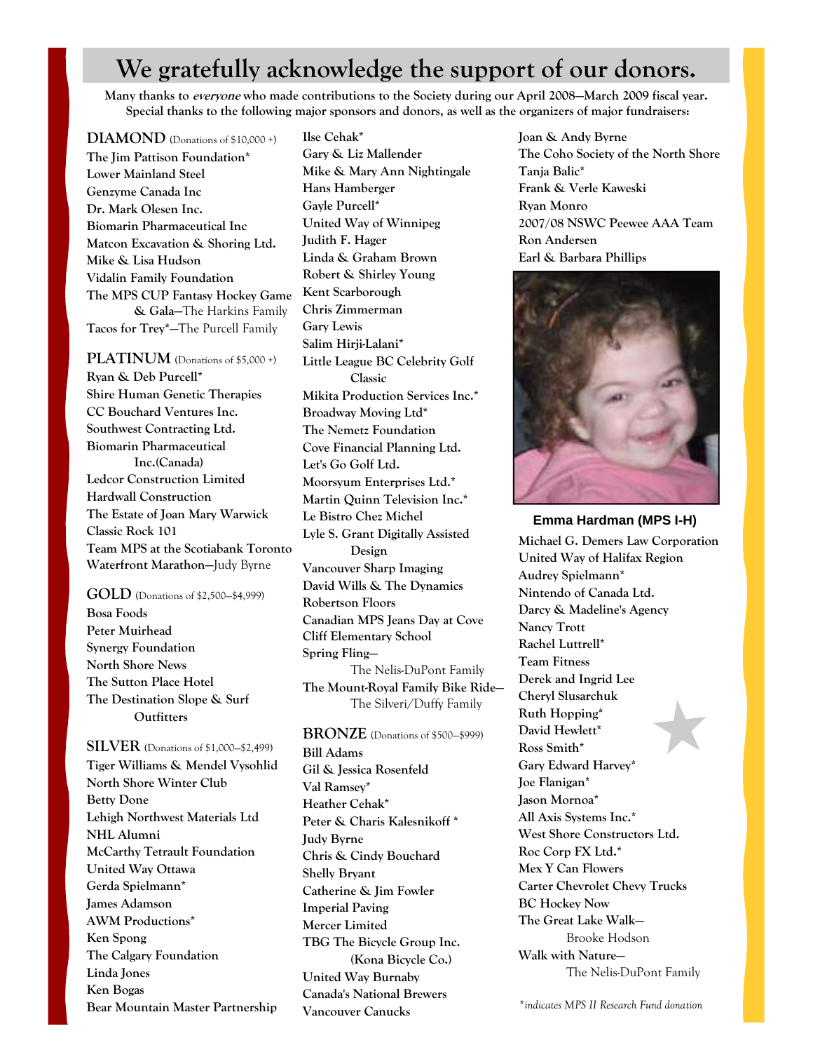# We gratefully acknowledge the support of our donors.

**Many thanks to *everyone* who made contributions to the Society during our April 2008—March 2009 fiscal year. Special thanks to the following major sponsors and donors, as well as the organizers of major fundraisers:**

## DIAMOND (Donations of $10,000 +)

**The Jim Pattison Foundation***
**Lower Mainland Steel**
**Genzyme Canada Inc**
**Dr. Mark Olesen Inc.**
**Biomarin Pharmaceutical Inc**
**Matcon Excavation & Shoring Ltd.**
**Mike & Lisa Hudson**
**Vidalin Family Foundation**
**The MPS CUP Fantasy Hockey Game & Gala**—The Harkins Family
**Tacos for Trey***—The Purcell Family

## PLATINUM (Donations of $5,000 +)

**Ryan & Deb Purcell***
**Shire Human Genetic Therapies**
**CC Bouchard Ventures Inc.**
**Southwest Contracting Ltd.**
**Biomarin Pharmaceutical Inc.(Canada)**
**Ledcor Construction Limited**
**Hardwall Construction**
**The Estate of Joan Mary Warwick**
**Classic Rock 101**
**Team MPS at the Scotiabank Toronto Waterfront Marathon**—Judy Byrne

## GOLD (Donations of $2,500–$4,999)

**Bosa Foods**
**Peter Muirhead**
**Synergy Foundation**
**North Shore News**
**The Sutton Place Hotel**
**The Destination Slope & Surf Outfitters**

## SILVER (Donations of $1,000–$2,499)

**Tiger Williams & Mendel Vysohlid**
**North Shore Winter Club**
**Betty Done**
**Lehigh Northwest Materials Ltd**
**NHL Alumni**
**McCarthy Tetrault Foundation**
**United Way Ottawa**
**Gerda Spielmann***
**James Adamson**
**AWM Productions***
**Ken Spong**
**The Calgary Foundation**
**Linda Jones**
**Ken Bogas**
**Bear Mountain Master Partnership**
**Ilse Cehak***
**Gary & Liz Mallender**
**Mike & Mary Ann Nightingale**
**Hans Hamberger**
**Gayle Purcell***
**United Way of Winnipeg**
**Judith F. Hager**
**Linda & Graham Brown**
**Robert & Shirley Young**
**Kent Scarborough**
**Chris Zimmerman**
**Gary Lewis**
**Salim Hirji-Lalani***
**Little League BC Celebrity Golf Classic**
**Mikita Production Services Inc.***
**Broadway Moving Ltd***
**The Nemetz Foundation**
**Cove Financial Planning Ltd.**
**Let's Go Golf Ltd.**
**Moorsyum Enterprises Ltd.***
**Martin Quinn Television Inc.***
**Le Bistro Chez Michel**
**Lyle S. Grant Digitally Assisted Design**
**Vancouver Sharp Imaging**
**David Wills & The Dynamics**
**Robertson Floors**
**Canadian MPS Jeans Day at Cove Cliff Elementary School**
**Spring Fling**—The Nelis-DuPont Family
**The Mount-Royal Family Bike Ride**—The Silveri/Duffy Family

## BRONZE (Donations of $500–$999)

**Bill Adams**
**Gil & Jessica Rosenfeld**
**Val Ramsey***
**Heather Cehak***
**Peter & Charis Kalesnikoff ***
**Judy Byrne**
**Chris & Cindy Bouchard**
**Shelly Bryant**
**Catherine & Jim Fowler**
**Imperial Paving**
**Mercer Limited**
**TBG The Bicycle Group Inc. (Kona Bicycle Co.)**
**United Way Burnaby**
**Canada's National Brewers**
**Vancouver Canucks**
**Joan & Andy Byrne**
**The Coho Society of the North Shore**
**Tanja Balic***
**Frank & Verle Kaweski**
**Ryan Monro**
**2007/08 NSWC Peewee AAA Team**
**Ron Andersen**
**Earl & Barbara Phillips**

**Emma Hardman (MPS I-H)**

**Michael G. Demers Law Corporation**
**United Way of Halifax Region**
**Audrey Spielmann***
**Nintendo of Canada Ltd.**
**Darcy & Madeline's Agency**
**Nancy Trott**
**Rachel Luttrell***
**Team Fitness**
**Derek and Ingrid Lee**
**Cheryl Slusarchuk**
**Ruth Hopping***
**David Hewlett***
**Ross Smith***
**Gary Edward Harvey***
**Joe Flanigan***
**Jason Mornoa***
**All Axis Systems Inc.***
**West Shore Constructors Ltd.**
**Roc Corp FX Ltd.***
**Mex Y Can Flowers**
**Carter Chevrolet Chevy Trucks**
**BC Hockey Now**
**The Great Lake Walk**—Brooke Hodson
**Walk with Nature**—The Nelis-DuPont Family

**indicates MPS II Research Fund donation*